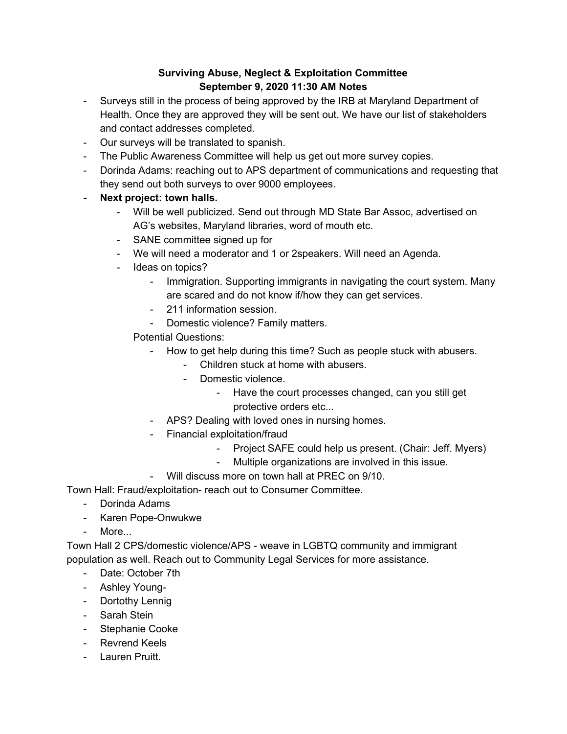**Surviving Abuse, Neglect & Exploitation Committee**
**September 9, 2020 11:30 AM Notes**

- Surveys still in the process of being approved by the IRB at Maryland Department of Health. Once they are approved they will be sent out. We have our list of stakeholders and contact addresses completed.
- Our surveys will be translated to spanish.
- The Public Awareness Committee will help us get out more survey copies.
- Dorinda Adams: reaching out to APS department of communications and requesting that they send out both surveys to over 9000 employees.
- **Next project: town halls.**
  - Will be well publicized. Send out through MD State Bar Assoc, advertised on AG's websites, Maryland libraries, word of mouth etc.
  - SANE committee signed up for
  - We will need a moderator and 1 or 2speakers. Will need an Agenda.
  - Ideas on topics?
    - Immigration. Supporting immigrants in navigating the court system. Many are scared and do not know if/how they can get services.
    - 211 information session.
    - Domestic violence? Family matters.

  Potential Questions:
    - How to get help during this time? Such as people stuck with abusers.
      - Children stuck at home with abusers.
      - Domestic violence.
        - Have the court processes changed, can you still get protective orders etc...
    - APS? Dealing with loved ones in nursing homes.
    - Financial exploitation/fraud
        - Project SAFE could help us present. (Chair: Jeff. Myers)
        - Multiple organizations are involved in this issue.
    - Will discuss more on town hall at PREC on 9/10.

Town Hall: Fraud/exploitation- reach out to Consumer Committee.

- Dorinda Adams
- Karen Pope-Onwukwe
- More...

Town Hall 2 CPS/domestic violence/APS - weave in LGBTQ community and immigrant population as well. Reach out to Community Legal Services for more assistance.

- Date: October 7th
- Ashley Young-
- Dortothy Lennig
- Sarah Stein
- Stephanie Cooke
- Revrend Keels
- Lauren Pruitt.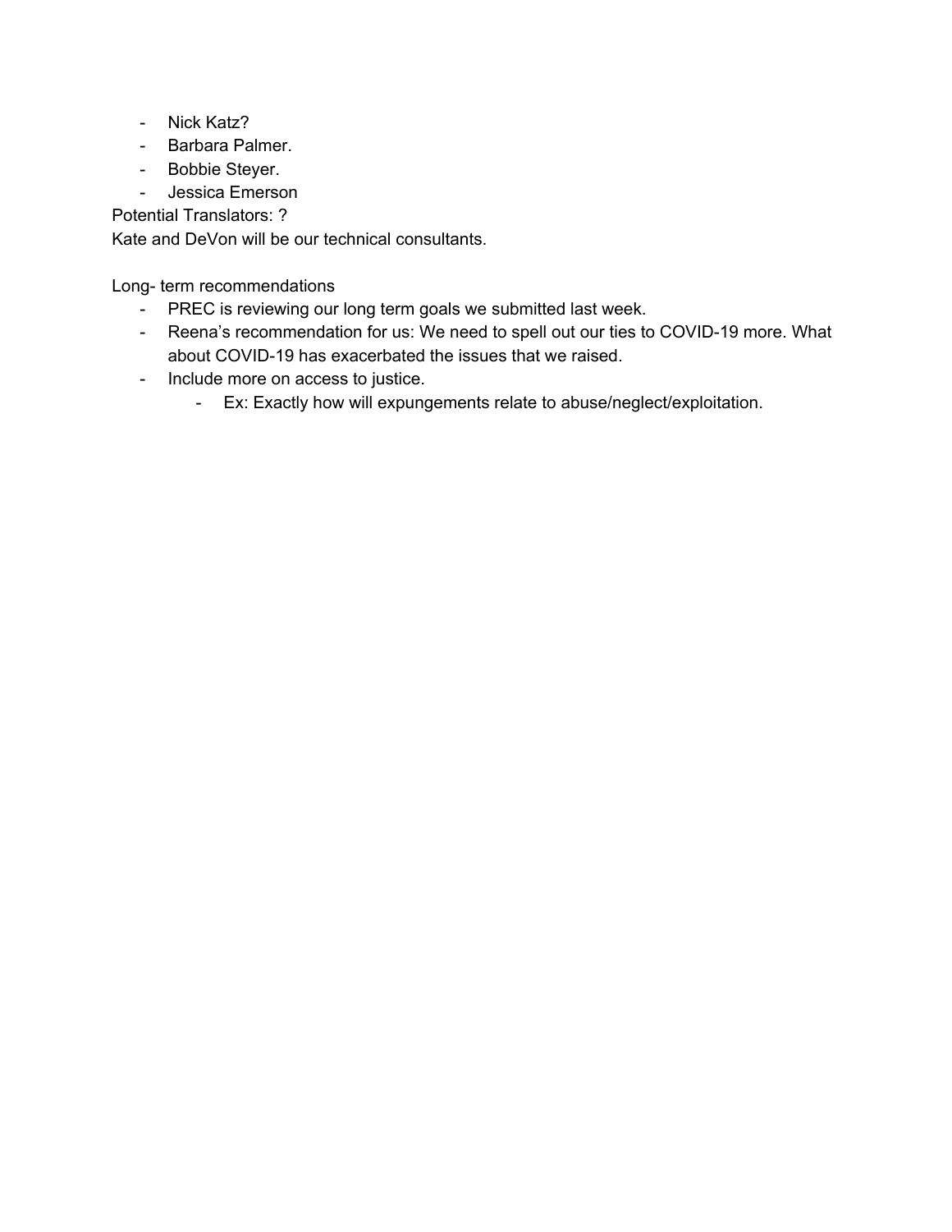- Nick Katz?
- Barbara Palmer.
- Bobbie Steyer.
- Jessica Emerson

Potential Translators: ?

Kate and DeVon will be our technical consultants.

Long- term recommendations

- PREC is reviewing our long term goals we submitted last week.
- Reena's recommendation for us: We need to spell out our ties to COVID-19 more. What about COVID-19 has exacerbated the issues that we raised.
- Include more on access to justice.
    - Ex: Exactly how will expungements relate to abuse/neglect/exploitation.